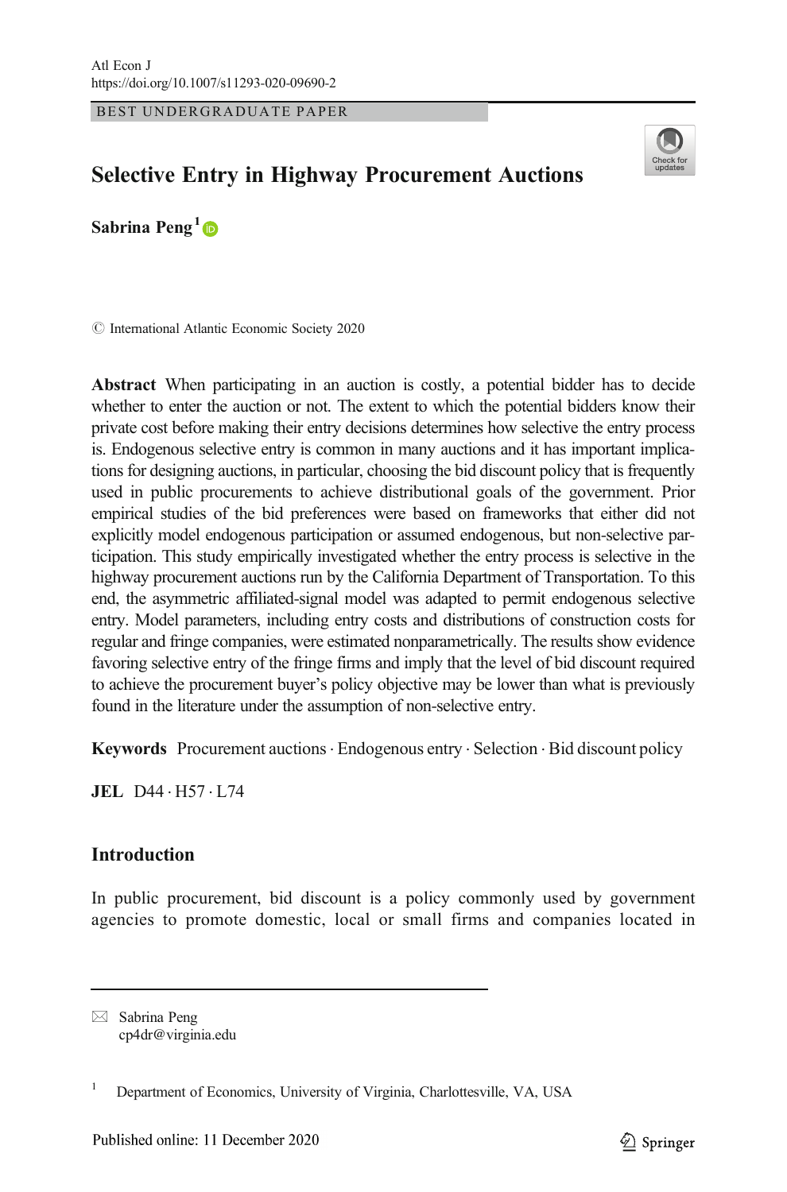BEST UNDERGRADUATE PAPER

# Selective Entry in Highway Procurement Auctions

**Sabrina Peng**[1]

© International Atlantic Economic Society 2020

**Abstract** When participating in an auction is costly, a potential bidder has to decide whether to enter the auction or not. The extent to which the potential bidders know their private cost before making their entry decisions determines how selective the entry process is. Endogenous selective entry is common in many auctions and it has important implications for designing auctions, in particular, choosing the bid discount policy that is frequently used in public procurements to achieve distributional goals of the government. Prior empirical studies of the bid preferences were based on frameworks that either did not explicitly model endogenous participation or assumed endogenous, but non-selective participation. This study empirically investigated whether the entry process is selective in the highway procurement auctions run by the California Department of Transportation. To this end, the asymmetric affiliated-signal model was adapted to permit endogenous selective entry. Model parameters, including entry costs and distributions of construction costs for regular and fringe companies, were estimated nonparametrically. The results show evidence favoring selective entry of the fringe firms and imply that the level of bid discount required to achieve the procurement buyer's policy objective may be lower than what is previously found in the literature under the assumption of non-selective entry.

**Keywords** Procurement auctions · Endogenous entry · Selection · Bid discount policy

**JEL** D44 · H57 · L74

## Introduction

In public procurement, bid discount is a policy commonly used by government agencies to promote domestic, local or small firms and companies located in

---

✉ Sabrina Peng
cp4dr@virginia.edu

[1] Department of Economics, University of Virginia, Charlottesville, VA, USA

Published online: 11 December 2020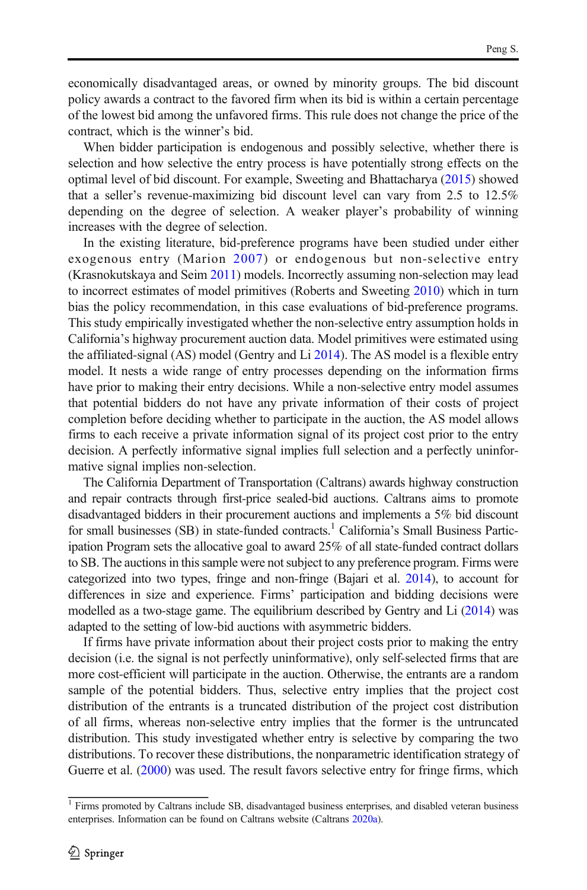economically disadvantaged areas, or owned by minority groups. The bid discount policy awards a contract to the favored firm when its bid is within a certain percentage of the lowest bid among the unfavored firms. This rule does not change the price of the contract, which is the winner's bid.

When bidder participation is endogenous and possibly selective, whether there is selection and how selective the entry process is have potentially strong effects on the optimal level of bid discount. For example, Sweeting and Bhattacharya (2015) showed that a seller's revenue-maximizing bid discount level can vary from 2.5 to 12.5% depending on the degree of selection. A weaker player's probability of winning increases with the degree of selection.

In the existing literature, bid-preference programs have been studied under either exogenous entry (Marion 2007) or endogenous but non-selective entry (Krasnokutskaya and Seim 2011) models. Incorrectly assuming non-selection may lead to incorrect estimates of model primitives (Roberts and Sweeting 2010) which in turn bias the policy recommendation, in this case evaluations of bid-preference programs. This study empirically investigated whether the non-selective entry assumption holds in California's highway procurement auction data. Model primitives were estimated using the affiliated-signal (AS) model (Gentry and Li 2014). The AS model is a flexible entry model. It nests a wide range of entry processes depending on the information firms have prior to making their entry decisions. While a non-selective entry model assumes that potential bidders do not have any private information of their costs of project completion before deciding whether to participate in the auction, the AS model allows firms to each receive a private information signal of its project cost prior to the entry decision. A perfectly informative signal implies full selection and a perfectly uninformative signal implies non-selection.

The California Department of Transportation (Caltrans) awards highway construction and repair contracts through first-price sealed-bid auctions. Caltrans aims to promote disadvantaged bidders in their procurement auctions and implements a 5% bid discount for small businesses (SB) in state-funded contracts.[1] California's Small Business Participation Program sets the allocative goal to award 25% of all state-funded contract dollars to SB. The auctions in this sample were not subject to any preference program. Firms were categorized into two types, fringe and non-fringe (Bajari et al. 2014), to account for differences in size and experience. Firms' participation and bidding decisions were modelled as a two-stage game. The equilibrium described by Gentry and Li (2014) was adapted to the setting of low-bid auctions with asymmetric bidders.

If firms have private information about their project costs prior to making the entry decision (i.e. the signal is not perfectly uninformative), only self-selected firms that are more cost-efficient will participate in the auction. Otherwise, the entrants are a random sample of the potential bidders. Thus, selective entry implies that the project cost distribution of the entrants is a truncated distribution of the project cost distribution of all firms, whereas non-selective entry implies that the former is the untruncated distribution. This study investigated whether entry is selective by comparing the two distributions. To recover these distributions, the nonparametric identification strategy of Guerre et al. (2000) was used. The result favors selective entry for fringe firms, which

[1] Firms promoted by Caltrans include SB, disadvantaged business enterprises, and disabled veteran business enterprises. Information can be found on Caltrans website (Caltrans 2020a).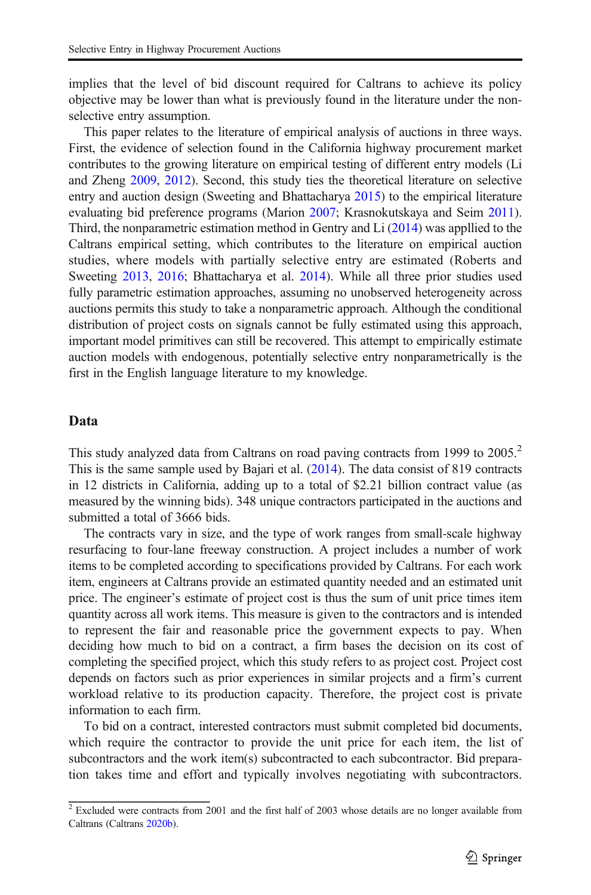implies that the level of bid discount required for Caltrans to achieve its policy objective may be lower than what is previously found in the literature under the non-selective entry assumption.

This paper relates to the literature of empirical analysis of auctions in three ways. First, the evidence of selection found in the California highway procurement market contributes to the growing literature on empirical testing of different entry models (Li and Zheng 2009, 2012). Second, this study ties the theoretical literature on selective entry and auction design (Sweeting and Bhattacharya 2015) to the empirical literature evaluating bid preference programs (Marion 2007; Krasnokutskaya and Seim 2011). Third, the nonparametric estimation method in Gentry and Li (2014) was appllied to the Caltrans empirical setting, which contributes to the literature on empirical auction studies, where models with partially selective entry are estimated (Roberts and Sweeting 2013, 2016; Bhattacharya et al. 2014). While all three prior studies used fully parametric estimation approaches, assuming no unobserved heterogeneity across auctions permits this study to take a nonparametric approach. Although the conditional distribution of project costs on signals cannot be fully estimated using this approach, important model primitives can still be recovered. This attempt to empirically estimate auction models with endogenous, potentially selective entry nonparametrically is the first in the English language literature to my knowledge.

## Data

This study analyzed data from Caltrans on road paving contracts from 1999 to 2005.[2] This is the same sample used by Bajari et al. (2014). The data consist of 819 contracts in 12 districts in California, adding up to a total of \$2.21 billion contract value (as measured by the winning bids). 348 unique contractors participated in the auctions and submitted a total of 3666 bids.

The contracts vary in size, and the type of work ranges from small-scale highway resurfacing to four-lane freeway construction. A project includes a number of work items to be completed according to specifications provided by Caltrans. For each work item, engineers at Caltrans provide an estimated quantity needed and an estimated unit price. The engineer's estimate of project cost is thus the sum of unit price times item quantity across all work items. This measure is given to the contractors and is intended to represent the fair and reasonable price the government expects to pay. When deciding how much to bid on a contract, a firm bases the decision on its cost of completing the specified project, which this study refers to as project cost. Project cost depends on factors such as prior experiences in similar projects and a firm's current workload relative to its production capacity. Therefore, the project cost is private information to each firm.

To bid on a contract, interested contractors must submit completed bid documents, which require the contractor to provide the unit price for each item, the list of subcontractors and the work item(s) subcontracted to each subcontractor. Bid preparation takes time and effort and typically involves negotiating with subcontractors.

[2] Excluded were contracts from 2001 and the first half of 2003 whose details are no longer available from Caltrans (Caltrans 2020b).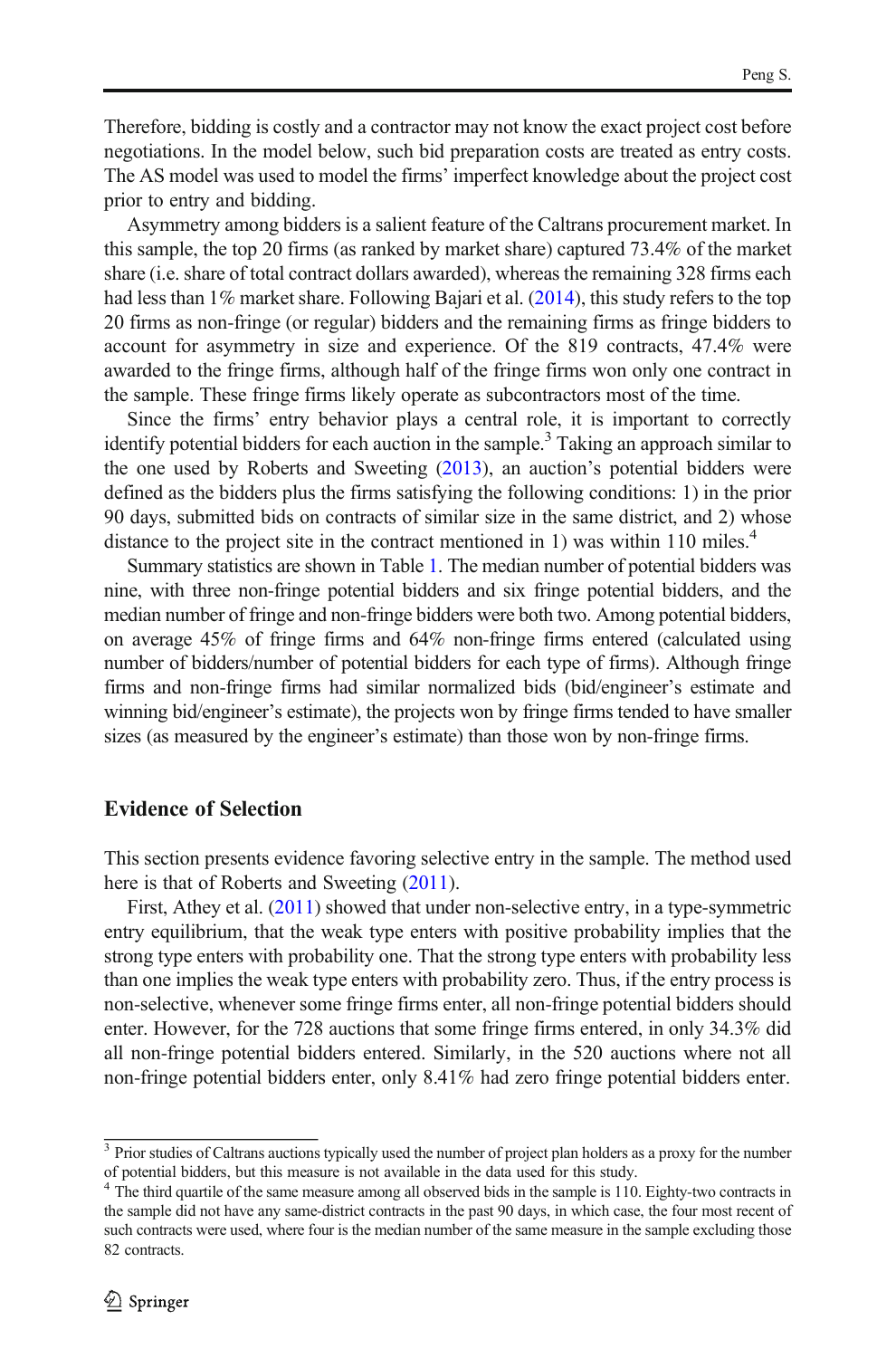Therefore, bidding is costly and a contractor may not know the exact project cost before negotiations. In the model below, such bid preparation costs are treated as entry costs. The AS model was used to model the firms' imperfect knowledge about the project cost prior to entry and bidding.

Asymmetry among bidders is a salient feature of the Caltrans procurement market. In this sample, the top 20 firms (as ranked by market share) captured 73.4% of the market share (i.e. share of total contract dollars awarded), whereas the remaining 328 firms each had less than 1% market share. Following Bajari et al. (2014), this study refers to the top 20 firms as non-fringe (or regular) bidders and the remaining firms as fringe bidders to account for asymmetry in size and experience. Of the 819 contracts, 47.4% were awarded to the fringe firms, although half of the fringe firms won only one contract in the sample. These fringe firms likely operate as subcontractors most of the time.

Since the firms' entry behavior plays a central role, it is important to correctly identify potential bidders for each auction in the sample.[3] Taking an approach similar to the one used by Roberts and Sweeting (2013), an auction's potential bidders were defined as the bidders plus the firms satisfying the following conditions: 1) in the prior 90 days, submitted bids on contracts of similar size in the same district, and 2) whose distance to the project site in the contract mentioned in 1) was within 110 miles.[4]

Summary statistics are shown in Table 1. The median number of potential bidders was nine, with three non-fringe potential bidders and six fringe potential bidders, and the median number of fringe and non-fringe bidders were both two. Among potential bidders, on average 45% of fringe firms and 64% non-fringe firms entered (calculated using number of bidders/number of potential bidders for each type of firms). Although fringe firms and non-fringe firms had similar normalized bids (bid/engineer's estimate and winning bid/engineer's estimate), the projects won by fringe firms tended to have smaller sizes (as measured by the engineer's estimate) than those won by non-fringe firms.

## Evidence of Selection

This section presents evidence favoring selective entry in the sample. The method used here is that of Roberts and Sweeting (2011).

First, Athey et al. (2011) showed that under non-selective entry, in a type-symmetric entry equilibrium, that the weak type enters with positive probability implies that the strong type enters with probability one. That the strong type enters with probability less than one implies the weak type enters with probability zero. Thus, if the entry process is non-selective, whenever some fringe firms enter, all non-fringe potential bidders should enter. However, for the 728 auctions that some fringe firms entered, in only 34.3% did all non-fringe potential bidders entered. Similarly, in the 520 auctions where not all non-fringe potential bidders enter, only 8.41% had zero fringe potential bidders enter.

---

[3] Prior studies of Caltrans auctions typically used the number of project plan holders as a proxy for the number of potential bidders, but this measure is not available in the data used for this study.

[4] The third quartile of the same measure among all observed bids in the sample is 110. Eighty-two contracts in the sample did not have any same-district contracts in the past 90 days, in which case, the four most recent of such contracts were used, where four is the median number of the same measure in the sample excluding those 82 contracts.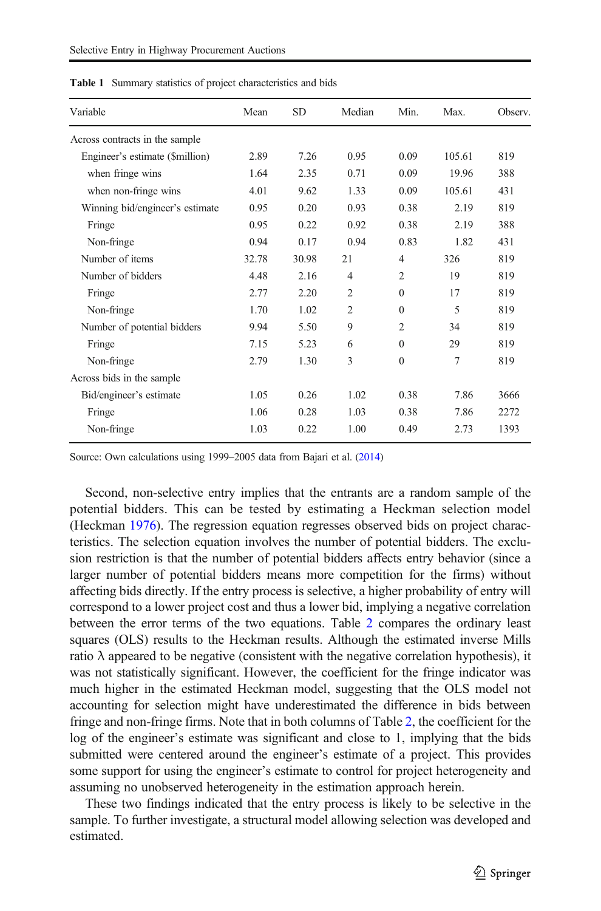**Table 1** Summary statistics of project characteristics and bids

| Variable | Mean | SD | Median | Min. | Max. | Observ. |
|---|---|---|---|---|---|---|
| Across contracts in the sample | | | | | | |
| Engineer's estimate ($million) | 2.89 | 7.26 | 0.95 | 0.09 | 105.61 | 819 |
| when fringe wins | 1.64 | 2.35 | 0.71 | 0.09 | 19.96 | 388 |
| when non-fringe wins | 4.01 | 9.62 | 1.33 | 0.09 | 105.61 | 431 |
| Winning bid/engineer's estimate | 0.95 | 0.20 | 0.93 | 0.38 | 2.19 | 819 |
| Fringe | 0.95 | 0.22 | 0.92 | 0.38 | 2.19 | 388 |
| Non-fringe | 0.94 | 0.17 | 0.94 | 0.83 | 1.82 | 431 |
| Number of items | 32.78 | 30.98 | 21 | 4 | 326 | 819 |
| Number of bidders | 4.48 | 2.16 | 4 | 2 | 19 | 819 |
| Fringe | 2.77 | 2.20 | 2 | 0 | 17 | 819 |
| Non-fringe | 1.70 | 1.02 | 2 | 0 | 5 | 819 |
| Number of potential bidders | 9.94 | 5.50 | 9 | 2 | 34 | 819 |
| Fringe | 7.15 | 5.23 | 6 | 0 | 29 | 819 |
| Non-fringe | 2.79 | 1.30 | 3 | 0 | 7 | 819 |
| Across bids in the sample | | | | | | |
| Bid/engineer's estimate | 1.05 | 0.26 | 1.02 | 0.38 | 7.86 | 3666 |
| Fringe | 1.06 | 0.28 | 1.03 | 0.38 | 7.86 | 2272 |
| Non-fringe | 1.03 | 0.22 | 1.00 | 0.49 | 2.73 | 1393 |

Source: Own calculations using 1999–2005 data from Bajari et al. (2014)

Second, non-selective entry implies that the entrants are a random sample of the potential bidders. This can be tested by estimating a Heckman selection model (Heckman 1976). The regression equation regresses observed bids on project characteristics. The selection equation involves the number of potential bidders. The exclusion restriction is that the number of potential bidders affects entry behavior (since a larger number of potential bidders means more competition for the firms) without affecting bids directly. If the entry process is selective, a higher probability of entry will correspond to a lower project cost and thus a lower bid, implying a negative correlation between the error terms of the two equations. Table 2 compares the ordinary least squares (OLS) results to the Heckman results. Although the estimated inverse Mills ratio $\lambda$ appeared to be negative (consistent with the negative correlation hypothesis), it was not statistically significant. However, the coefficient for the fringe indicator was much higher in the estimated Heckman model, suggesting that the OLS model not accounting for selection might have underestimated the difference in bids between fringe and non-fringe firms. Note that in both columns of Table 2, the coefficient for the log of the engineer's estimate was significant and close to 1, implying that the bids submitted were centered around the engineer's estimate of a project. This provides some support for using the engineer's estimate to control for project heterogeneity and assuming no unobserved heterogeneity in the estimation approach herein.

These two findings indicated that the entry process is likely to be selective in the sample. To further investigate, a structural model allowing selection was developed and estimated.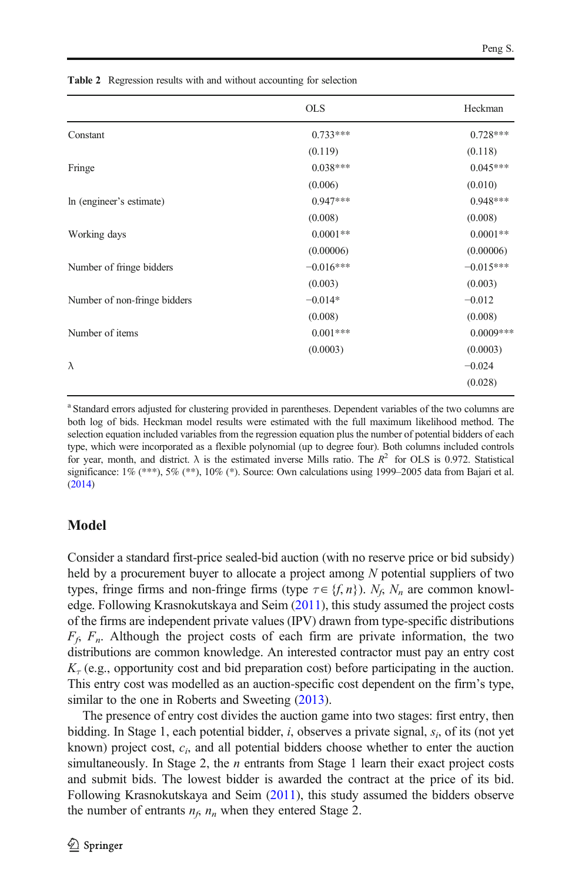**Table 2** Regression results with and without accounting for selection

| | OLS | Heckman |
|---|---|---|
| Constant | 0.733*** | 0.728*** |
| | (0.119) | (0.118) |
| Fringe | 0.038*** | 0.045*** |
| | (0.006) | (0.010) |
| ln (engineer's estimate) | 0.947*** | 0.948*** |
| | (0.008) | (0.008) |
| Working days | 0.0001** | 0.0001** |
| | (0.00006) | (0.00006) |
| Number of fringe bidders | −0.016*** | −0.015*** |
| | (0.003) | (0.003) |
| Number of non-fringe bidders | −0.014* | −0.012 |
| | (0.008) | (0.008) |
| Number of items | 0.001*** | 0.0009*** |
| | (0.0003) | (0.0003) |
| λ | | −0.024 |
| | | (0.028) |

[a] Standard errors adjusted for clustering provided in parentheses. Dependent variables of the two columns are both log of bids. Heckman model results were estimated with the full maximum likelihood method. The selection equation included variables from the regression equation plus the number of potential bidders of each type, which were incorporated as a flexible polynomial (up to degree four). Both columns included controls for year, month, and district. λ is the estimated inverse Mills ratio. The $R^2$ for OLS is 0.972. Statistical significance: 1% (***), 5% (**), 10% (*). Source: Own calculations using 1999–2005 data from Bajari et al. (2014)

## Model

Consider a standard first-price sealed-bid auction (with no reserve price or bid subsidy) held by a procurement buyer to allocate a project among $N$ potential suppliers of two types, fringe firms and non-fringe firms (type $\tau \in \{f, n\}$). $N_f$, $N_n$ are common knowledge. Following Krasnokutskaya and Seim (2011), this study assumed the project costs of the firms are independent private values (IPV) drawn from type-specific distributions $F_f$, $F_n$. Although the project costs of each firm are private information, the two distributions are common knowledge. An interested contractor must pay an entry cost $K_\tau$ (e.g., opportunity cost and bid preparation cost) before participating in the auction. This entry cost was modelled as an auction-specific cost dependent on the firm's type, similar to the one in Roberts and Sweeting (2013).

The presence of entry cost divides the auction game into two stages: first entry, then bidding. In Stage 1, each potential bidder, $i$, observes a private signal, $s_i$, of its (not yet known) project cost, $c_i$, and all potential bidders choose whether to enter the auction simultaneously. In Stage 2, the $n$ entrants from Stage 1 learn their exact project costs and submit bids. The lowest bidder is awarded the contract at the price of its bid. Following Krasnokutskaya and Seim (2011), this study assumed the bidders observe the number of entrants $n_f$, $n_n$ when they entered Stage 2.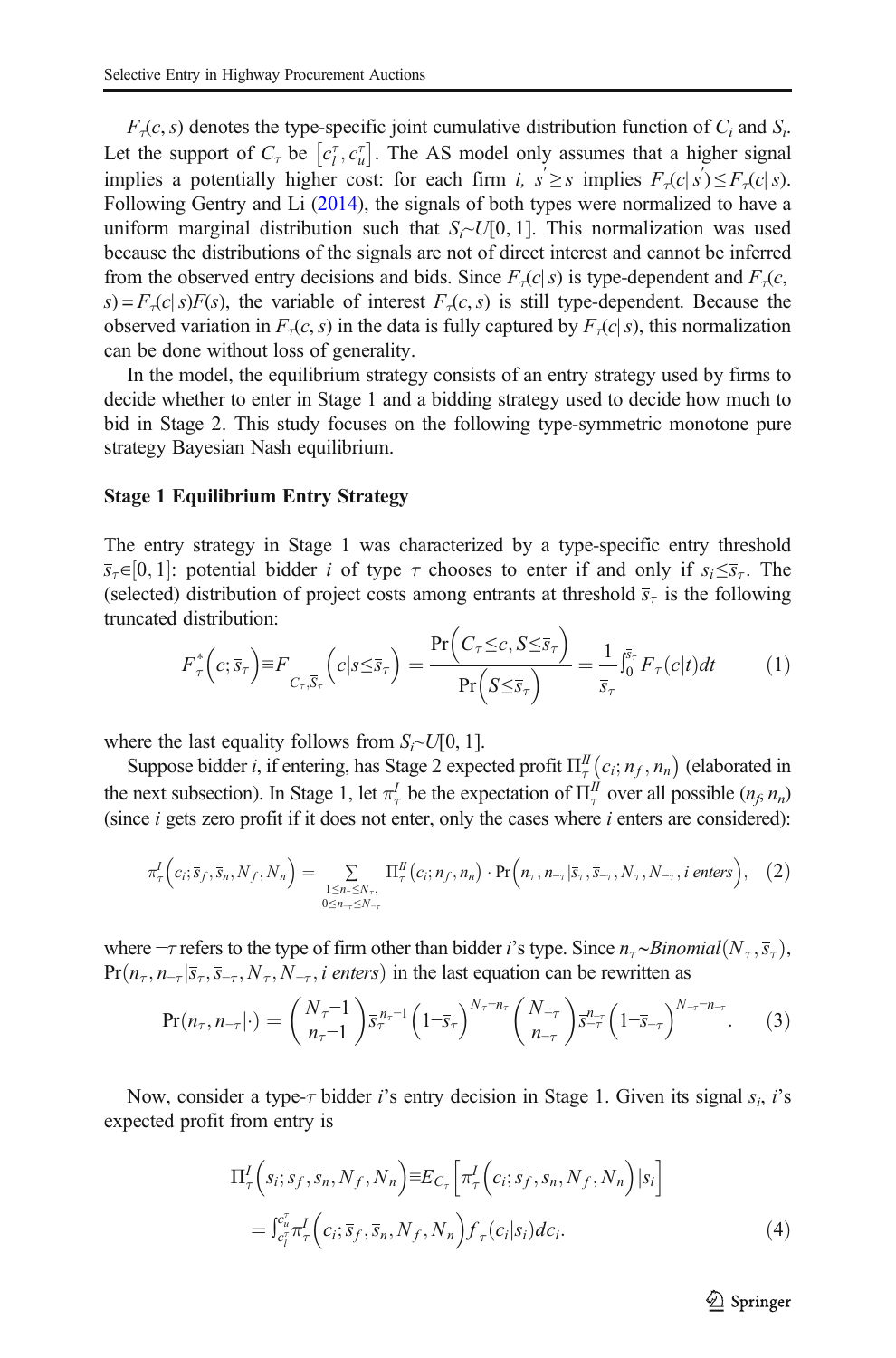$F_\tau(c, s)$ denotes the type-specific joint cumulative distribution function of $C_i$ and $S_i$. Let the support of $C_\tau$ be $\left[c_l^\tau, c_u^\tau\right]$. The AS model only assumes that a higher signal implies a potentially higher cost: for each firm $i$, $s' \geq s$ implies $F_\tau(c|s') \leq F_\tau(c|s)$. Following Gentry and Li (2014), the signals of both types were normalized to have a uniform marginal distribution such that $S_i \sim U[0, 1]$. This normalization was used because the distributions of the signals are not of direct interest and cannot be inferred from the observed entry decisions and bids. Since $F_\tau(c|s)$ is type-dependent and $F_\tau(c, s) = F_\tau(c|s)F(s)$, the variable of interest $F_\tau(c, s)$ is still type-dependent. Because the observed variation in $F_\tau(c, s)$ in the data is fully captured by $F_\tau(c|s)$, this normalization can be done without loss of generality.

In the model, the equilibrium strategy consists of an entry strategy used by firms to decide whether to enter in Stage 1 and a bidding strategy used to decide how much to bid in Stage 2. This study focuses on the following type-symmetric monotone pure strategy Bayesian Nash equilibrium.

### Stage 1 Equilibrium Entry Strategy

The entry strategy in Stage 1 was characterized by a type-specific entry threshold $\overline{s}_\tau \in [0, 1]$: potential bidder $i$ of type $\tau$ chooses to enter if and only if $s_i \leq \overline{s}_\tau$. The (selected) distribution of project costs among entrants at threshold $\overline{s}_\tau$ is the following truncated distribution:

$$F_\tau^*\left(c;\overline{s}_\tau\right) \equiv F_{C_\tau,\overline{S}_\tau}\left(c|s \leq \overline{s}_\tau\right) = \frac{\Pr\left(C_\tau \leq c, S \leq \overline{s}_\tau\right)}{\Pr\left(S \leq \overline{s}_\tau\right)} = \frac{1}{\overline{s}_\tau}\int_0^{\overline{s}_\tau} F_\tau(c|t)dt \tag{1}$$

where the last equality follows from $S_i \sim U[0, 1]$.

Suppose bidder $i$, if entering, has Stage 2 expected profit $\Pi_\tau^{II}\left(c_i; n_f, n_n\right)$ (elaborated in the next subsection). In Stage 1, let $\pi_\tau^I$ be the expectation of $\Pi_\tau^{II}$ over all possible $(n_f, n_n)$ (since $i$ gets zero profit if it does not enter, only the cases where $i$ enters are considered):

$$\pi_\tau^I\left(c_i;\overline{s}_f,\overline{s}_n,N_f,N_n\right) = \sum_{\substack{1 \leq n_\tau \leq N_\tau, \\ 0 \leq n_{-\tau} \leq N_{-\tau}}} \Pi_\tau^{II}\left(c_i;n_f,n_n\right) \cdot \Pr\left(n_\tau, n_{-\tau}|\overline{s}_\tau,\overline{s}_{-\tau},N_\tau,N_{-\tau}, i \text{ enters}\right), \tag{2}$$

where $-\tau$ refers to the type of firm other than bidder $i$'s type. Since $n_\tau \sim Binomial(N_\tau, \overline{s}_\tau)$, $\Pr(n_\tau, n_{-\tau}|\overline{s}_\tau, \overline{s}_{-\tau}, N_\tau, N_{-\tau}, i \text{ enters})$ in the last equation can be rewritten as

$$\Pr(n_\tau, n_{-\tau}|\cdot) = \binom{N_\tau - 1}{n_\tau - 1}\overline{s}_\tau^{n_\tau - 1}\left(1 - \overline{s}_\tau\right)^{N_\tau - n_\tau}\binom{N_{-\tau}}{n_{-\tau}}\overline{s}_{-\tau}^{n_{-\tau}}\left(1 - \overline{s}_{-\tau}\right)^{N_{-\tau} - n_{-\tau}}. \tag{3}$$

Now, consider a type-$\tau$ bidder $i$'s entry decision in Stage 1. Given its signal $s_i$, $i$'s expected profit from entry is

$$\begin{aligned}
\Pi_\tau^I\left(s_i;\overline{s}_f,\overline{s}_n,N_f,N_n\right) &\equiv E_{C_\tau}\left[\pi_\tau^I\left(c_i;\overline{s}_f,\overline{s}_n,N_f,N_n\right)|s_i\right] \\
&= \int_{c_l^\tau}^{c_u^\tau} \pi_\tau^I\left(c_i;\overline{s}_f,\overline{s}_n,N_f,N_n\right) f_\tau(c_i|s_i)dc_i.
\end{aligned} \tag{4}$$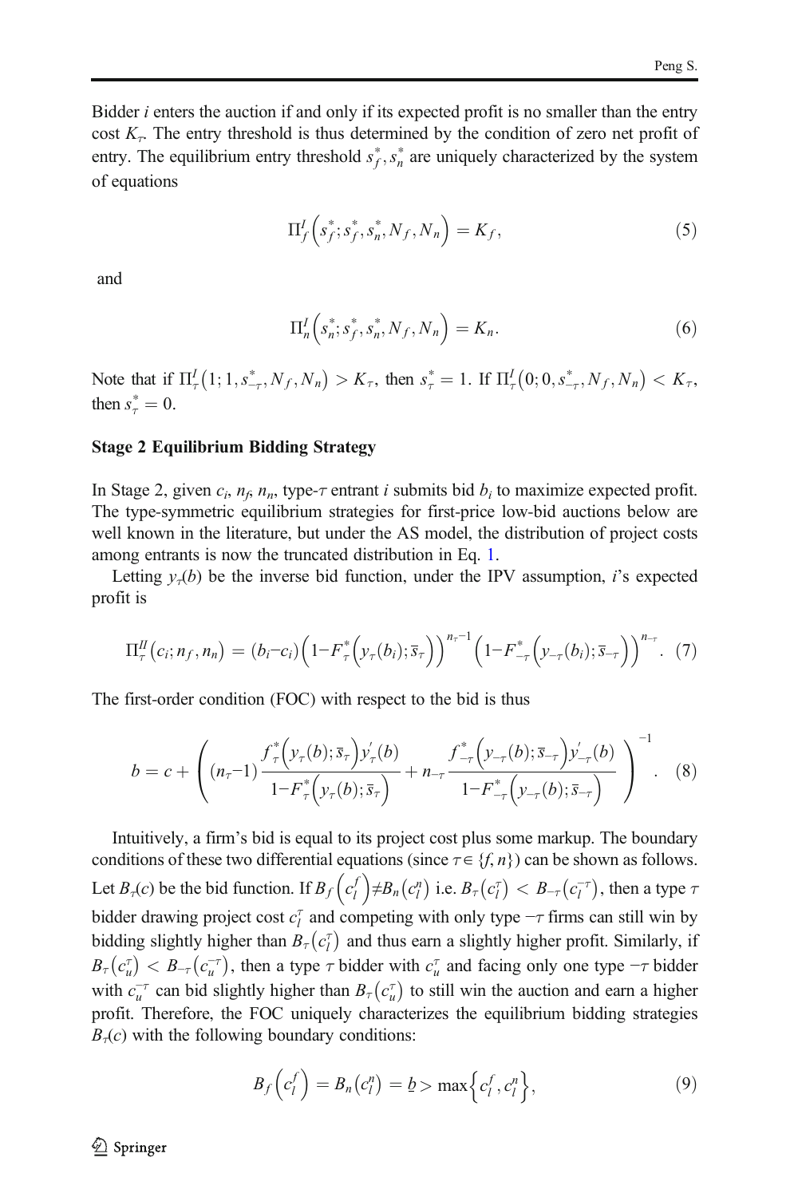Bidder $i$ enters the auction if and only if its expected profit is no smaller than the entry cost $K_\tau$. The entry threshold is thus determined by the condition of zero net profit of entry. The equilibrium entry threshold $s_f^*, s_n^*$ are uniquely characterized by the system of equations

$$\Pi_f^I\left(s_f^*; s_f^*, s_n^*, N_f, N_n\right) = K_f, \tag{5}$$

and

$$\Pi_n^I\left(s_n^*; s_f^*, s_n^*, N_f, N_n\right) = K_n. \tag{6}$$

Note that if $\Pi_\tau^I\left(1; 1, s_{-\tau}^*, N_f, N_n\right) > K_\tau$, then $s_\tau^* = 1$. If $\Pi_\tau^I\left(0; 0, s_{-\tau}^*, N_f, N_n\right) < K_\tau$, then $s_\tau^* = 0$.

### Stage 2 Equilibrium Bidding Strategy

In Stage 2, given $c_i$, $n_f$, $n_n$, type-$\tau$ entrant $i$ submits bid $b_i$ to maximize expected profit. The type-symmetric equilibrium strategies for first-price low-bid auctions below are well known in the literature, but under the AS model, the distribution of project costs among entrants is now the truncated distribution in Eq. 1.

Letting $y_\tau(b)$ be the inverse bid function, under the IPV assumption, $i$'s expected profit is

$$\Pi_\tau^{II}\left(c_i; n_f, n_n\right) = \left(b_i - c_i\right)\left(1 - F_\tau^*\left(y_\tau(b_i); \overline{s}_\tau\right)\right)^{n_\tau - 1}\left(1 - F_{-\tau}^*\left(y_{-\tau}(b_i); \overline{s}_{-\tau}\right)\right)^{n_{-\tau}}. \tag{7}$$

The first-order condition (FOC) with respect to the bid is thus

$$b = c + \left(\left(n_\tau - 1\right)\frac{f_\tau^*\left(y_\tau(b); \overline{s}_\tau\right)y_\tau'(b)}{1 - F_\tau^*\left(y_\tau(b); \overline{s}_\tau\right)} + n_{-\tau}\frac{f_{-\tau}^*\left(y_{-\tau}(b); \overline{s}_{-\tau}\right)y_{-\tau}'(b)}{1 - F_{-\tau}^*\left(y_{-\tau}(b); \overline{s}_{-\tau}\right)}\right)^{-1}. \tag{8}$$

Intuitively, a firm's bid is equal to its project cost plus some markup. The boundary conditions of these two differential equations (since $\tau \in \{f, n\}$) can be shown as follows. Let $B_\tau(c)$ be the bid function. If $B_f\left(c_l^f\right) \neq B_n\left(c_l^n\right)$ i.e. $B_\tau\left(c_l^\tau\right) < B_{-\tau}\left(c_l^{-\tau}\right)$, then a type $\tau$ bidder drawing project cost $c_l^\tau$ and competing with only type $-\tau$ firms can still win by bidding slightly higher than $B_\tau\left(c_l^\tau\right)$ and thus earn a slightly higher profit. Similarly, if $B_\tau\left(c_u^\tau\right) < B_{-\tau}\left(c_u^{-\tau}\right)$, then a type $\tau$ bidder with $c_u^\tau$ and facing only one type $-\tau$ bidder with $c_u^{-\tau}$ can bid slightly higher than $B_\tau\left(c_u^\tau\right)$ to still win the auction and earn a higher profit. Therefore, the FOC uniquely characterizes the equilibrium bidding strategies $B_\tau(c)$ with the following boundary conditions:

$$B_f\left(c_l^f\right) = B_n\left(c_l^n\right) = \underline{b} > \max\left\{c_l^f, c_l^n\right\}, \tag{9}$$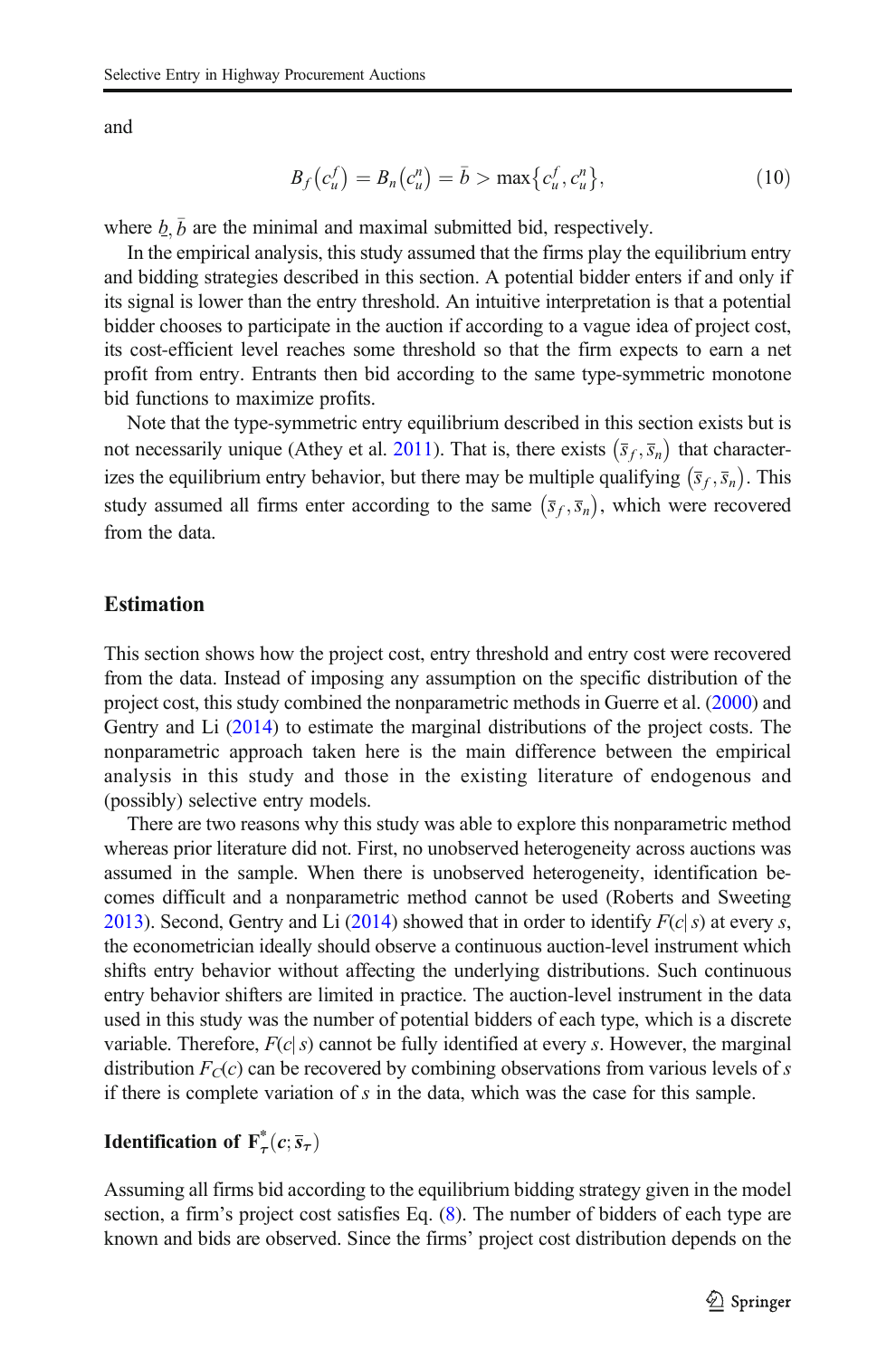and

$$B_f\left(c_u^f\right) = B_n\left(c_u^n\right) = \bar{b} > \max\left\{c_u^f, c_u^n\right\}, \tag{10}$$

where $\underline{b}, \bar{b}$ are the minimal and maximal submitted bid, respectively.

In the empirical analysis, this study assumed that the firms play the equilibrium entry and bidding strategies described in this section. A potential bidder enters if and only if its signal is lower than the entry threshold. An intuitive interpretation is that a potential bidder chooses to participate in the auction if according to a vague idea of project cost, its cost-efficient level reaches some threshold so that the firm expects to earn a net profit from entry. Entrants then bid according to the same type-symmetric monotone bid functions to maximize profits.

Note that the type-symmetric entry equilibrium described in this section exists but is not necessarily unique (Athey et al. 2011). That is, there exists $\left(\bar{s}_f, \bar{s}_n\right)$ that characterizes the equilibrium entry behavior, but there may be multiple qualifying $\left(\bar{s}_f, \bar{s}_n\right)$. This study assumed all firms enter according to the same $\left(\bar{s}_f, \bar{s}_n\right)$, which were recovered from the data.

## Estimation

This section shows how the project cost, entry threshold and entry cost were recovered from the data. Instead of imposing any assumption on the specific distribution of the project cost, this study combined the nonparametric methods in Guerre et al. (2000) and Gentry and Li (2014) to estimate the marginal distributions of the project costs. The nonparametric approach taken here is the main difference between the empirical analysis in this study and those in the existing literature of endogenous and (possibly) selective entry models.

There are two reasons why this study was able to explore this nonparametric method whereas prior literature did not. First, no unobserved heterogeneity across auctions was assumed in the sample. When there is unobserved heterogeneity, identification becomes difficult and a nonparametric method cannot be used (Roberts and Sweeting 2013). Second, Gentry and Li (2014) showed that in order to identify $F(c|s)$ at every $s$, the econometrician ideally should observe a continuous auction-level instrument which shifts entry behavior without affecting the underlying distributions. Such continuous entry behavior shifters are limited in practice. The auction-level instrument in the data used in this study was the number of potential bidders of each type, which is a discrete variable. Therefore, $F(c|s)$ cannot be fully identified at every $s$. However, the marginal distribution $F_C(c)$ can be recovered by combining observations from various levels of $s$ if there is complete variation of $s$ in the data, which was the case for this sample.

### Identification of $\mathbf{F}_\tau^*(c;\bar{s}_\tau)$

Assuming all firms bid according to the equilibrium bidding strategy given in the model section, a firm's project cost satisfies Eq. (8). The number of bidders of each type are known and bids are observed. Since the firms' project cost distribution depends on the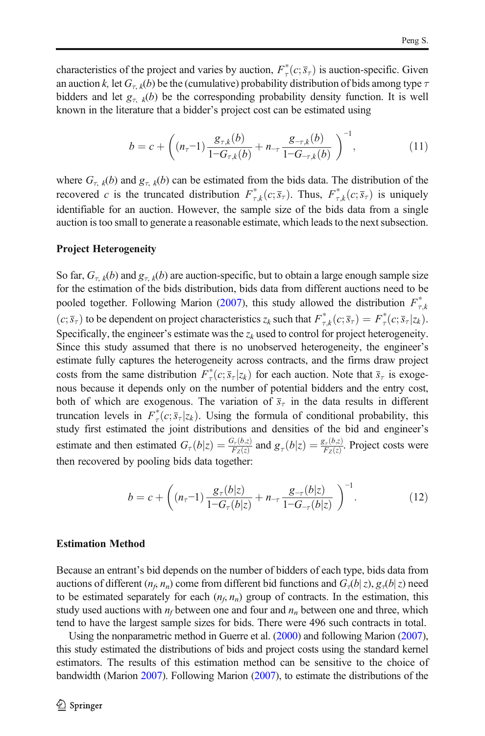characteristics of the project and varies by auction, $F^*_\tau(c;\bar{s}_\tau)$ is auction-specific. Given an auction $k$, let $G_{\tau,k}(b)$ be the (cumulative) probability distribution of bids among type $\tau$ bidders and let $g_{\tau,k}(b)$ be the corresponding probability density function. It is well known in the literature that a bidder's project cost can be estimated using

$$b = c + \left( (n_\tau - 1) \frac{g_{\tau,k}(b)}{1 - G_{\tau,k}(b)} + n_{-\tau} \frac{g_{-\tau,k}(b)}{1 - G_{-\tau,k}(b)} \right)^{-1}, \tag{11}$$

where $G_{\tau,k}(b)$ and $g_{\tau,k}(b)$ can be estimated from the bids data. The distribution of the recovered $c$ is the truncated distribution $F^*_{\tau,k}(c;\bar{s}_\tau)$. Thus, $F^*_{\tau,k}(c;\bar{s}_\tau)$ is uniquely identifiable for an auction. However, the sample size of the bids data from a single auction is too small to generate a reasonable estimate, which leads to the next subsection.

**Project Heterogeneity**

So far, $G_{\tau,k}(b)$ and $g_{\tau,k}(b)$ are auction-specific, but to obtain a large enough sample size for the estimation of the bids distribution, bids data from different auctions need to be pooled together. Following Marion (2007), this study allowed the distribution $F^*_{\tau,k}(c;\bar{s}_\tau)$ to be dependent on project characteristics $z_k$ such that $F^*_{\tau,k}(c;\bar{s}_\tau) = F^*_\tau(c;\bar{s}_\tau|z_k)$. Specifically, the engineer's estimate was the $z_k$ used to control for project heterogeneity. Since this study assumed that there is no unobserved heterogeneity, the engineer's estimate fully captures the heterogeneity across contracts, and the firms draw project costs from the same distribution $F^*_\tau(c;\bar{s}_\tau|z_k)$ for each auction. Note that $\bar{s}_\tau$ is exogenous because it depends only on the number of potential bidders and the entry cost, both of which are exogenous. The variation of $\bar{s}_\tau$ in the data results in different truncation levels in $F^*_\tau(c;\bar{s}_\tau|z_k)$. Using the formula of conditional probability, this study first estimated the joint distributions and densities of the bid and engineer's estimate and then estimated $G_\tau(b|z) = \frac{G_\tau(b,z)}{F_Z(z)}$ and $g_\tau(b|z) = \frac{g_\tau(b,z)}{F_Z(z)}$. Project costs were then recovered by pooling bids data together:

$$b = c + \left( (n_\tau - 1) \frac{g_\tau(b|z)}{1 - G_\tau(b|z)} + n_{-\tau} \frac{g_{-\tau}(b|z)}{1 - G_{-\tau}(b|z)} \right)^{-1}. \tag{12}$$

**Estimation Method**

Because an entrant's bid depends on the number of bidders of each type, bids data from auctions of different $(n_f, n_n)$ come from different bid functions and $G_\tau(b|z)$, $g_\tau(b|z)$ need to be estimated separately for each $(n_f, n_n)$ group of contracts. In the estimation, this study used auctions with $n_f$ between one and four and $n_n$ between one and three, which tend to have the largest sample sizes for bids. There were 496 such contracts in total.

Using the nonparametric method in Guerre et al. (2000) and following Marion (2007), this study estimated the distributions of bids and project costs using the standard kernel estimators. The results of this estimation method can be sensitive to the choice of bandwidth (Marion 2007). Following Marion (2007), to estimate the distributions of the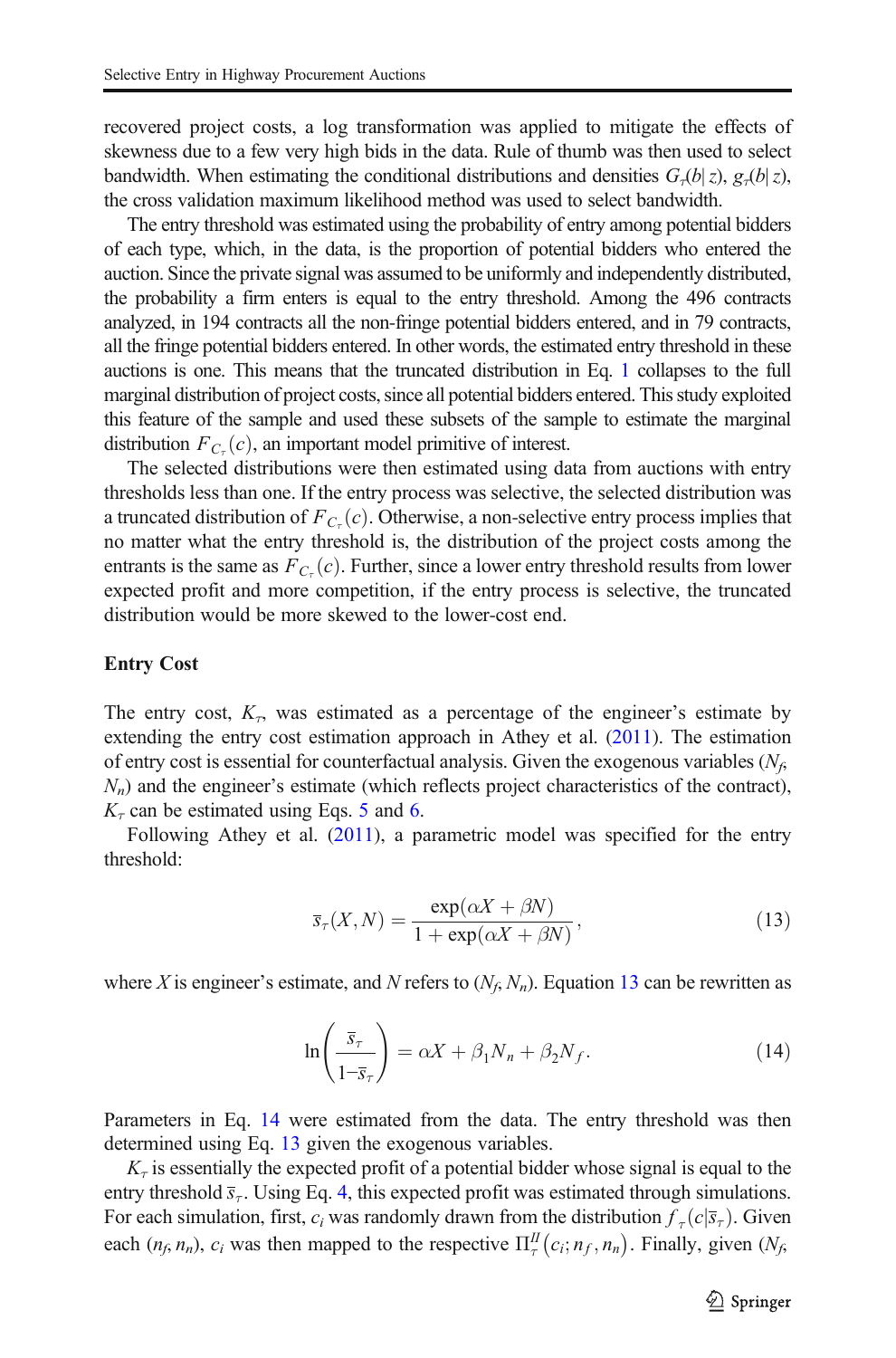recovered project costs, a log transformation was applied to mitigate the effects of skewness due to a few very high bids in the data. Rule of thumb was then used to select bandwidth. When estimating the conditional distributions and densities $G_\tau(b|z)$, $g_\tau(b|z)$, the cross validation maximum likelihood method was used to select bandwidth.

The entry threshold was estimated using the probability of entry among potential bidders of each type, which, in the data, is the proportion of potential bidders who entered the auction. Since the private signal was assumed to be uniformly and independently distributed, the probability a firm enters is equal to the entry threshold. Among the 496 contracts analyzed, in 194 contracts all the non-fringe potential bidders entered, and in 79 contracts, all the fringe potential bidders entered. In other words, the estimated entry threshold in these auctions is one. This means that the truncated distribution in Eq. 1 collapses to the full marginal distribution of project costs, since all potential bidders entered. This study exploited this feature of the sample and used these subsets of the sample to estimate the marginal distribution $F_{C_\tau}(c)$, an important model primitive of interest.

The selected distributions were then estimated using data from auctions with entry thresholds less than one. If the entry process was selective, the selected distribution was a truncated distribution of $F_{C_\tau}(c)$. Otherwise, a non-selective entry process implies that no matter what the entry threshold is, the distribution of the project costs among the entrants is the same as $F_{C_\tau}(c)$. Further, since a lower entry threshold results from lower expected profit and more competition, if the entry process is selective, the truncated distribution would be more skewed to the lower-cost end.

### Entry Cost

The entry cost, $K_\tau$, was estimated as a percentage of the engineer's estimate by extending the entry cost estimation approach in Athey et al. (2011). The estimation of entry cost is essential for counterfactual analysis. Given the exogenous variables ($N_f$, $N_n$) and the engineer's estimate (which reflects project characteristics of the contract), $K_\tau$ can be estimated using Eqs. 5 and 6.

Following Athey et al. (2011), a parametric model was specified for the entry threshold:

$$\bar{s}_\tau(X, N) = \frac{\exp(\alpha X + \beta N)}{1 + \exp(\alpha X + \beta N)}, \tag{13}$$

where $X$ is engineer's estimate, and $N$ refers to ($N_f$, $N_n$). Equation 13 can be rewritten as

$$\ln\left(\frac{\bar{s}_\tau}{1 - \bar{s}_\tau}\right) = \alpha X + \beta_1 N_n + \beta_2 N_f. \tag{14}$$

Parameters in Eq. 14 were estimated from the data. The entry threshold was then determined using Eq. 13 given the exogenous variables.

$K_\tau$ is essentially the expected profit of a potential bidder whose signal is equal to the entry threshold $\bar{s}_\tau$. Using Eq. 4, this expected profit was estimated through simulations. For each simulation, first, $c_i$ was randomly drawn from the distribution $f_\tau(c|\bar{s}_\tau)$. Given each ($n_f$, $n_n$), $c_i$ was then mapped to the respective $\Pi_\tau^{II}(c_i; n_f, n_n)$. Finally, given ($N_f$,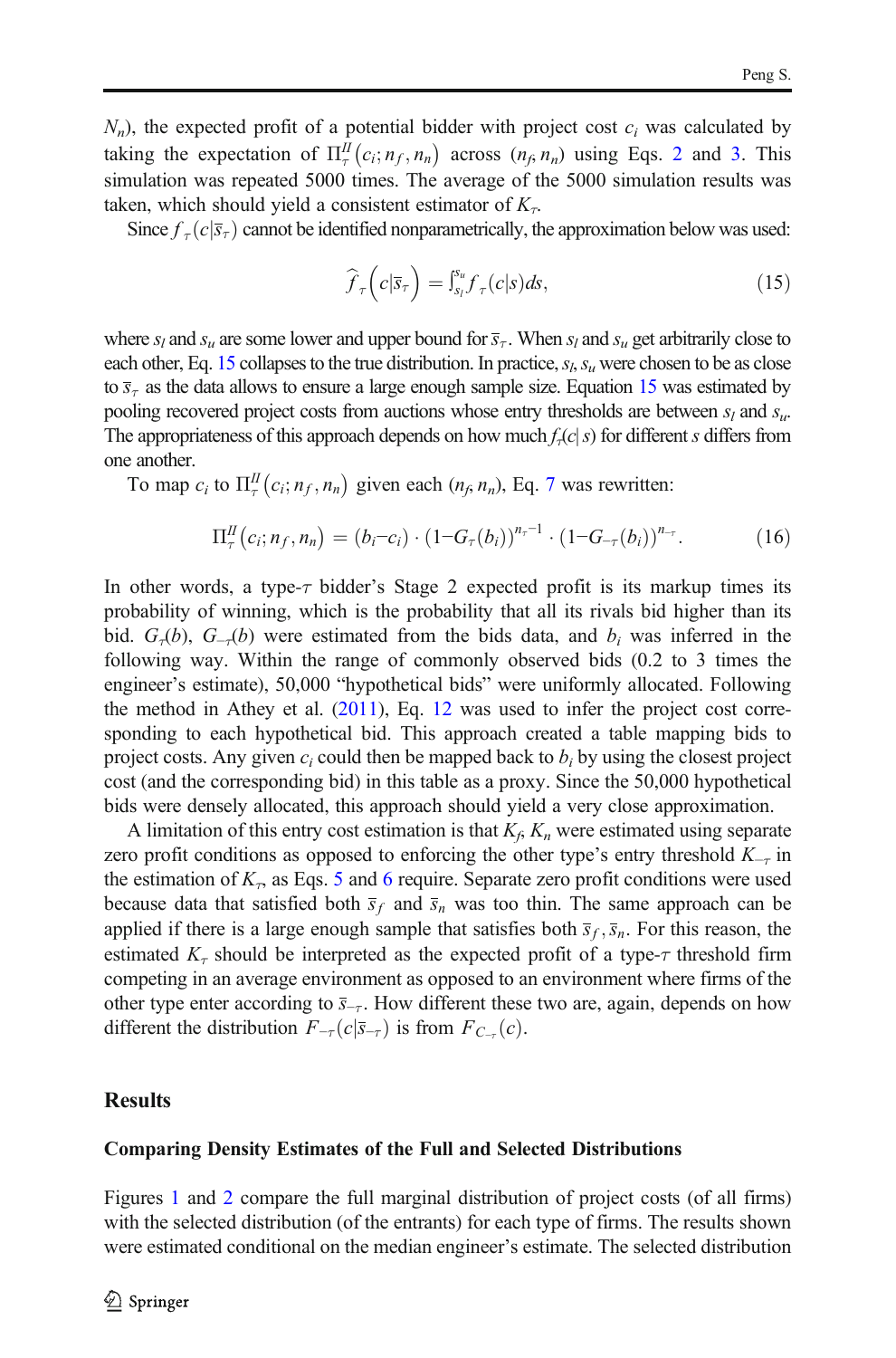$N_n$), the expected profit of a potential bidder with project cost $c_i$ was calculated by taking the expectation of $\Pi_\tau^{II}(c_i; n_f, n_n)$ across $(n_f, n_n)$ using Eqs. 2 and 3. This simulation was repeated 5000 times. The average of the 5000 simulation results was taken, which should yield a consistent estimator of $K_\tau$.

Since $f_\tau(c|\bar{s}_\tau)$ cannot be identified nonparametrically, the approximation below was used:

$$\hat{f}_\tau\left(c|\bar{s}_\tau\right) = \int_{s_l}^{s_u} f_\tau(c|s)ds, \tag{15}$$

where $s_l$ and $s_u$ are some lower and upper bound for $\bar{s}_\tau$. When $s_l$ and $s_u$ get arbitrarily close to each other, Eq. 15 collapses to the true distribution. In practice, $s_l$, $s_u$ were chosen to be as close to $\bar{s}_\tau$ as the data allows to ensure a large enough sample size. Equation 15 was estimated by pooling recovered project costs from auctions whose entry thresholds are between $s_l$ and $s_u$. The appropriateness of this approach depends on how much $f_\tau(c|s)$ for different $s$ differs from one another.

To map $c_i$ to $\Pi_\tau^{II}(c_i; n_f, n_n)$ given each $(n_f, n_n)$, Eq. 7 was rewritten:

$$\Pi_\tau^{II}\left(c_i; n_f, n_n\right) = (b_i - c_i)\cdot\left(1 - G_\tau(b_i)\right)^{n_\tau - 1}\cdot\left(1 - G_{-\tau}(b_i)\right)^{n_{-\tau}}. \tag{16}$$

In other words, a type-$\tau$ bidder's Stage 2 expected profit is its markup times its probability of winning, which is the probability that all its rivals bid higher than its bid. $G_\tau(b)$, $G_{-\tau}(b)$ were estimated from the bids data, and $b_i$ was inferred in the following way. Within the range of commonly observed bids (0.2 to 3 times the engineer's estimate), 50,000 "hypothetical bids" were uniformly allocated. Following the method in Athey et al. (2011), Eq. 12 was used to infer the project cost corresponding to each hypothetical bid. This approach created a table mapping bids to project costs. Any given $c_i$ could then be mapped back to $b_i$ by using the closest project cost (and the corresponding bid) in this table as a proxy. Since the 50,000 hypothetical bids were densely allocated, this approach should yield a very close approximation.

A limitation of this entry cost estimation is that $K_f$, $K_n$ were estimated using separate zero profit conditions as opposed to enforcing the other type's entry threshold $K_{-\tau}$ in the estimation of $K_\tau$, as Eqs. 5 and 6 require. Separate zero profit conditions were used because data that satisfied both $\bar{s}_f$ and $\bar{s}_n$ was too thin. The same approach can be applied if there is a large enough sample that satisfies both $\bar{s}_f, \bar{s}_n$. For this reason, the estimated $K_\tau$ should be interpreted as the expected profit of a type-$\tau$ threshold firm competing in an average environment as opposed to an environment where firms of the other type enter according to $\bar{s}_{-\tau}$. How different these two are, again, depends on how different the distribution $F_{-\tau}(c|\bar{s}_{-\tau})$ is from $F_{C_{-\tau}}(c)$.

## Results

### Comparing Density Estimates of the Full and Selected Distributions

Figures 1 and 2 compare the full marginal distribution of project costs (of all firms) with the selected distribution (of the entrants) for each type of firms. The results shown were estimated conditional on the median engineer's estimate. The selected distribution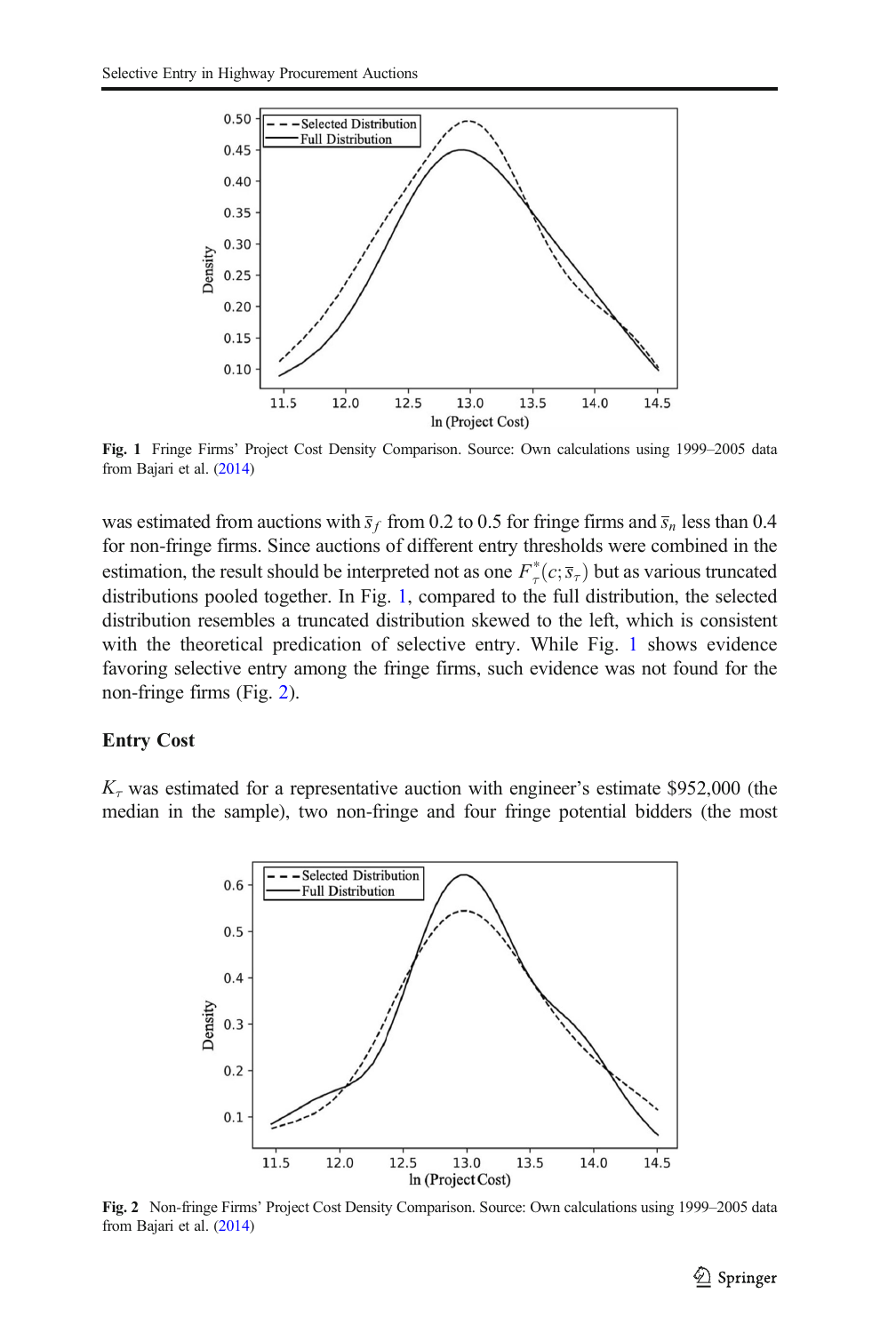Fig. 1 Fringe Firms' Project Cost Density Comparison. Source: Own calculations using 1999–2005 data from Bajari et al. (2014)

was estimated from auctions with $\bar{s}_f$ from 0.2 to 0.5 for fringe firms and $\bar{s}_n$ less than 0.4 for non-fringe firms. Since auctions of different entry thresholds were combined in the estimation, the result should be interpreted not as one $F^*_\tau(c; \bar{s}_\tau)$ but as various truncated distributions pooled together. In Fig. 1, compared to the full distribution, the selected distribution resembles a truncated distribution skewed to the left, which is consistent with the theoretical predication of selective entry. While Fig. 1 shows evidence favoring selective entry among the fringe firms, such evidence was not found for the non-fringe firms (Fig. 2).

**Entry Cost**

$K_\tau$ was estimated for a representative auction with engineer's estimate \$952,000 (the median in the sample), two non-fringe and four fringe potential bidders (the most

Fig. 2 Non-fringe Firms' Project Cost Density Comparison. Source: Own calculations using 1999–2005 data from Bajari et al. (2014)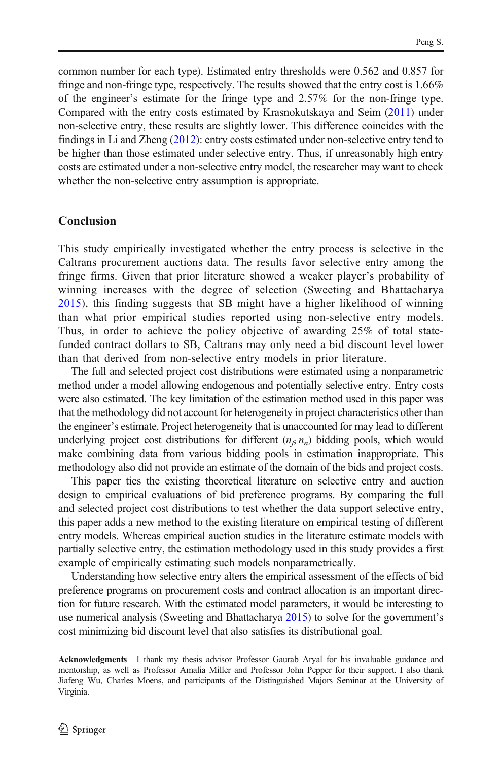common number for each type). Estimated entry thresholds were 0.562 and 0.857 for fringe and non-fringe type, respectively. The results showed that the entry cost is 1.66% of the engineer's estimate for the fringe type and 2.57% for the non-fringe type. Compared with the entry costs estimated by Krasnokutskaya and Seim (2011) under non-selective entry, these results are slightly lower. This difference coincides with the findings in Li and Zheng (2012): entry costs estimated under non-selective entry tend to be higher than those estimated under selective entry. Thus, if unreasonably high entry costs are estimated under a non-selective entry model, the researcher may want to check whether the non-selective entry assumption is appropriate.

## Conclusion

This study empirically investigated whether the entry process is selective in the Caltrans procurement auctions data. The results favor selective entry among the fringe firms. Given that prior literature showed a weaker player's probability of winning increases with the degree of selection (Sweeting and Bhattacharya 2015), this finding suggests that SB might have a higher likelihood of winning than what prior empirical studies reported using non-selective entry models. Thus, in order to achieve the policy objective of awarding 25% of total state-funded contract dollars to SB, Caltrans may only need a bid discount level lower than that derived from non-selective entry models in prior literature.

The full and selected project cost distributions were estimated using a nonparametric method under a model allowing endogenous and potentially selective entry. Entry costs were also estimated. The key limitation of the estimation method used in this paper was that the methodology did not account for heterogeneity in project characteristics other than the engineer's estimate. Project heterogeneity that is unaccounted for may lead to different underlying project cost distributions for different $(n_f, n_n)$ bidding pools, which would make combining data from various bidding pools in estimation inappropriate. This methodology also did not provide an estimate of the domain of the bids and project costs.

This paper ties the existing theoretical literature on selective entry and auction design to empirical evaluations of bid preference programs. By comparing the full and selected project cost distributions to test whether the data support selective entry, this paper adds a new method to the existing literature on empirical testing of different entry models. Whereas empirical auction studies in the literature estimate models with partially selective entry, the estimation methodology used in this study provides a first example of empirically estimating such models nonparametrically.

Understanding how selective entry alters the empirical assessment of the effects of bid preference programs on procurement costs and contract allocation is an important direction for future research. With the estimated model parameters, it would be interesting to use numerical analysis (Sweeting and Bhattacharya 2015) to solve for the government's cost minimizing bid discount level that also satisfies its distributional goal.

**Acknowledgments** I thank my thesis advisor Professor Gaurab Aryal for his invaluable guidance and mentorship, as well as Professor Amalia Miller and Professor John Pepper for their support. I also thank Jiafeng Wu, Charles Moens, and participants of the Distinguished Majors Seminar at the University of Virginia.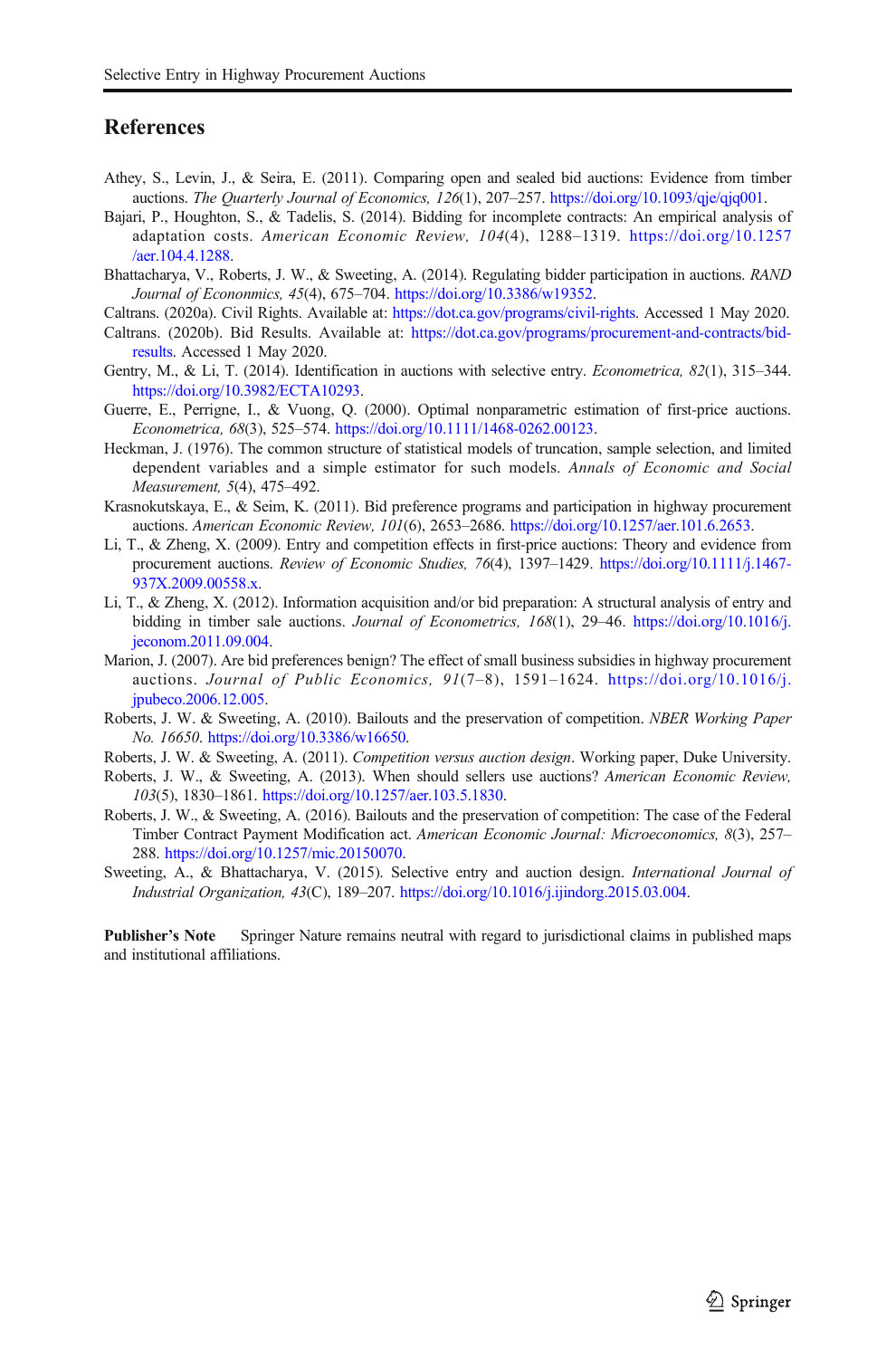## References

Athey, S., Levin, J., & Seira, E. (2011). Comparing open and sealed bid auctions: Evidence from timber auctions. *The Quarterly Journal of Economics, 126*(1), 207–257. https://doi.org/10.1093/qje/qjq001.

Bajari, P., Houghton, S., & Tadelis, S. (2014). Bidding for incomplete contracts: An empirical analysis of adaptation costs. *American Economic Review, 104*(4), 1288–1319. https://doi.org/10.1257/aer.104.4.1288.

Bhattacharya, V., Roberts, J. W., & Sweeting, A. (2014). Regulating bidder participation in auctions. *RAND Journal of Econonmics, 45*(4), 675–704. https://doi.org/10.3386/w19352.

Caltrans. (2020a). Civil Rights. Available at: https://dot.ca.gov/programs/civil-rights. Accessed 1 May 2020.

Caltrans. (2020b). Bid Results. Available at: https://dot.ca.gov/programs/procurement-and-contracts/bid-results. Accessed 1 May 2020.

Gentry, M., & Li, T. (2014). Identification in auctions with selective entry. *Econometrica, 82*(1), 315–344. https://doi.org/10.3982/ECTA10293.

Guerre, E., Perrigne, I., & Vuong, Q. (2000). Optimal nonparametric estimation of first-price auctions. *Econometrica, 68*(3), 525–574. https://doi.org/10.1111/1468-0262.00123.

Heckman, J. (1976). The common structure of statistical models of truncation, sample selection, and limited dependent variables and a simple estimator for such models. *Annals of Economic and Social Measurement, 5*(4), 475–492.

Krasnokutskaya, E., & Seim, K. (2011). Bid preference programs and participation in highway procurement auctions. *American Economic Review, 101*(6), 2653–2686. https://doi.org/10.1257/aer.101.6.2653.

Li, T., & Zheng, X. (2009). Entry and competition effects in first-price auctions: Theory and evidence from procurement auctions. *Review of Economic Studies, 76*(4), 1397–1429. https://doi.org/10.1111/j.1467-937X.2009.00558.x.

Li, T., & Zheng, X. (2012). Information acquisition and/or bid preparation: A structural analysis of entry and bidding in timber sale auctions. *Journal of Econometrics, 168*(1), 29–46. https://doi.org/10.1016/j.jeconom.2011.09.004.

Marion, J. (2007). Are bid preferences benign? The effect of small business subsidies in highway procurement auctions. *Journal of Public Economics, 91*(7–8), 1591–1624. https://doi.org/10.1016/j.jpubeco.2006.12.005.

Roberts, J. W. & Sweeting, A. (2010). Bailouts and the preservation of competition. *NBER Working Paper No. 16650*. https://doi.org/10.3386/w16650.

Roberts, J. W. & Sweeting, A. (2011). *Competition versus auction design*. Working paper, Duke University.

Roberts, J. W., & Sweeting, A. (2013). When should sellers use auctions? *American Economic Review, 103*(5), 1830–1861. https://doi.org/10.1257/aer.103.5.1830.

Roberts, J. W., & Sweeting, A. (2016). Bailouts and the preservation of competition: The case of the Federal Timber Contract Payment Modification act. *American Economic Journal: Microeconomics, 8*(3), 257–288. https://doi.org/10.1257/mic.20150070.

Sweeting, A., & Bhattacharya, V. (2015). Selective entry and auction design. *International Journal of Industrial Organization, 43*(C), 189–207. https://doi.org/10.1016/j.ijindorg.2015.03.004.

**Publisher's Note** Springer Nature remains neutral with regard to jurisdictional claims in published maps and institutional affiliations.